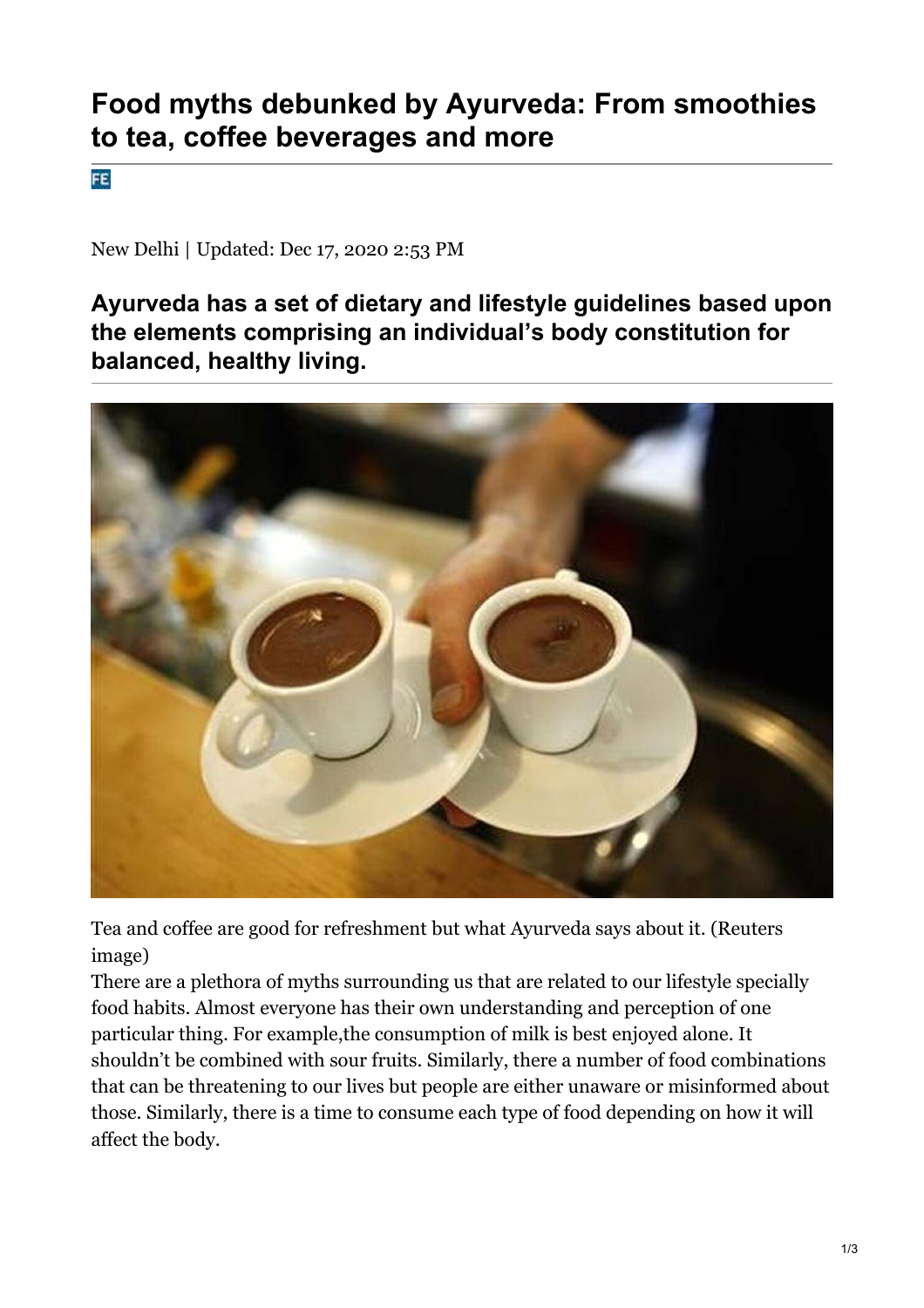# Food myths debunked by Ayurveda: From smoothies to tea, coffee beverages and more

New Delhi | Updated: Dec 17, 2020 2:53 PM

## Ayurveda has a set of dietary and lifestyle guidelines based upon the elements comprising an individual's body constitution for balanced, healthy living.

Tea and coffee are good for refreshment but what Ayurveda says about it. (Reuters image)

There are a plethora of myths surrounding us that are related to our lifestyle specially food habits. Almost everyone has their own understanding and perception of one particular thing. For example,the consumption of milk is best enjoyed alone. It shouldn't be combined with sour fruits. Similarly, there a number of food combinations that can be threatening to our lives but people are either unaware or misinformed about those. Similarly, there is a time to consume each type of food depending on how it will affect the body.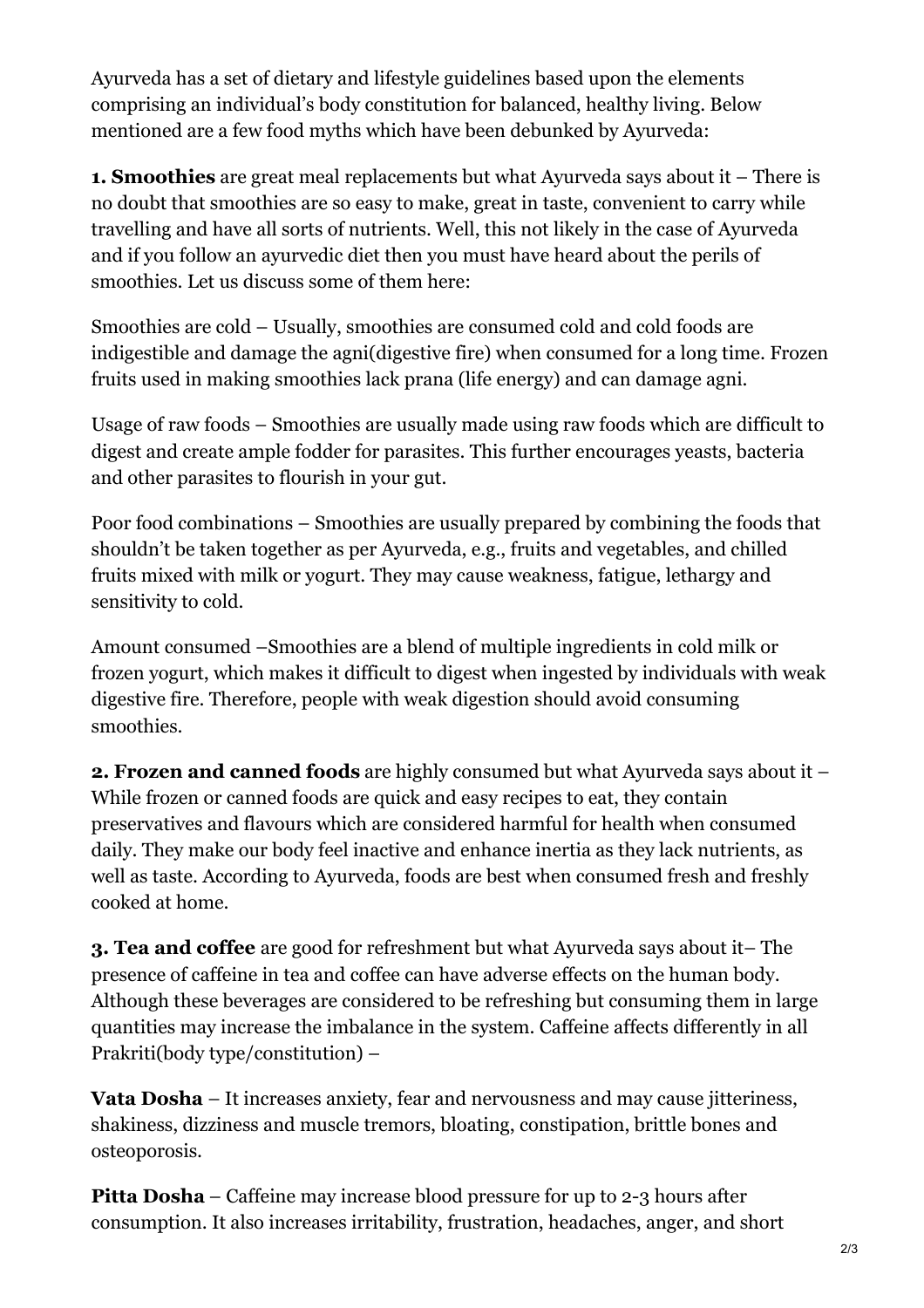Ayurveda has a set of dietary and lifestyle guidelines based upon the elements comprising an individual's body constitution for balanced, healthy living. Below mentioned are a few food myths which have been debunked by Ayurveda:

**1. Smoothies** are great meal replacements but what Ayurveda says about it – There is no doubt that smoothies are so easy to make, great in taste, convenient to carry while travelling and have all sorts of nutrients. Well, this not likely in the case of Ayurveda and if you follow an ayurvedic diet then you must have heard about the perils of smoothies. Let us discuss some of them here:

Smoothies are cold – Usually, smoothies are consumed cold and cold foods are indigestible and damage the agni(digestive fire) when consumed for a long time. Frozen fruits used in making smoothies lack prana (life energy) and can damage agni.

Usage of raw foods – Smoothies are usually made using raw foods which are difficult to digest and create ample fodder for parasites. This further encourages yeasts, bacteria and other parasites to flourish in your gut.

Poor food combinations – Smoothies are usually prepared by combining the foods that shouldn't be taken together as per Ayurveda, e.g., fruits and vegetables, and chilled fruits mixed with milk or yogurt. They may cause weakness, fatigue, lethargy and sensitivity to cold.

Amount consumed –Smoothies are a blend of multiple ingredients in cold milk or frozen yogurt, which makes it difficult to digest when ingested by individuals with weak digestive fire. Therefore, people with weak digestion should avoid consuming smoothies.

**2. Frozen and canned foods** are highly consumed but what Ayurveda says about it – While frozen or canned foods are quick and easy recipes to eat, they contain preservatives and flavours which are considered harmful for health when consumed daily. They make our body feel inactive and enhance inertia as they lack nutrients, as well as taste. According to Ayurveda, foods are best when consumed fresh and freshly cooked at home.

**3. Tea and coffee** are good for refreshment but what Ayurveda says about it– The presence of caffeine in tea and coffee can have adverse effects on the human body. Although these beverages are considered to be refreshing but consuming them in large quantities may increase the imbalance in the system. Caffeine affects differently in all Prakriti(body type/constitution) –

**Vata Dosha** – It increases anxiety, fear and nervousness and may cause jitteriness, shakiness, dizziness and muscle tremors, bloating, constipation, brittle bones and osteoporosis.

**Pitta Dosha** – Caffeine may increase blood pressure for up to 2-3 hours after consumption. It also increases irritability, frustration, headaches, anger, and short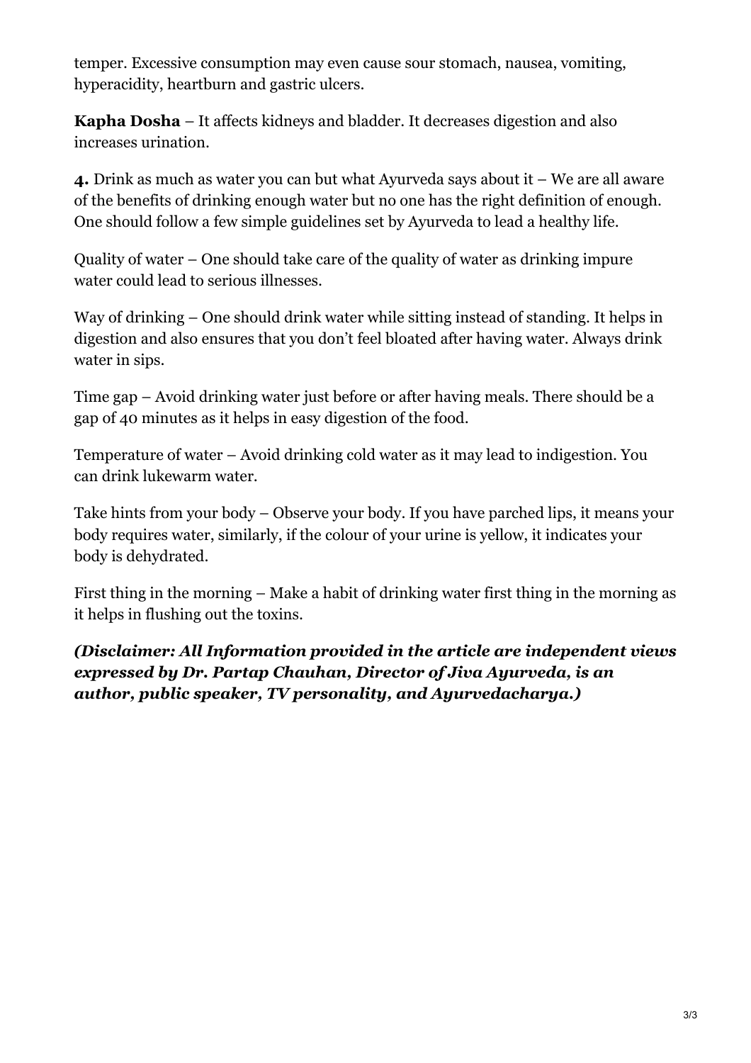temper. Excessive consumption may even cause sour stomach, nausea, vomiting, hyperacidity, heartburn and gastric ulcers.

**Kapha Dosha** – It affects kidneys and bladder. It decreases digestion and also increases urination.

**4.** Drink as much as water you can but what Ayurveda says about it – We are all aware of the benefits of drinking enough water but no one has the right definition of enough. One should follow a few simple guidelines set by Ayurveda to lead a healthy life.

Quality of water – One should take care of the quality of water as drinking impure water could lead to serious illnesses.

Way of drinking – One should drink water while sitting instead of standing. It helps in digestion and also ensures that you don't feel bloated after having water. Always drink water in sips.

Time gap – Avoid drinking water just before or after having meals. There should be a gap of 40 minutes as it helps in easy digestion of the food.

Temperature of water – Avoid drinking cold water as it may lead to indigestion. You can drink lukewarm water.

Take hints from your body – Observe your body. If you have parched lips, it means your body requires water, similarly, if the colour of your urine is yellow, it indicates your body is dehydrated.

First thing in the morning – Make a habit of drinking water first thing in the morning as it helps in flushing out the toxins.

***(Disclaimer: All Information provided in the article are independent views expressed by Dr. Partap Chauhan, Director of Jiva Ayurveda, is an author, public speaker, TV personality, and Ayurvedacharya.)***